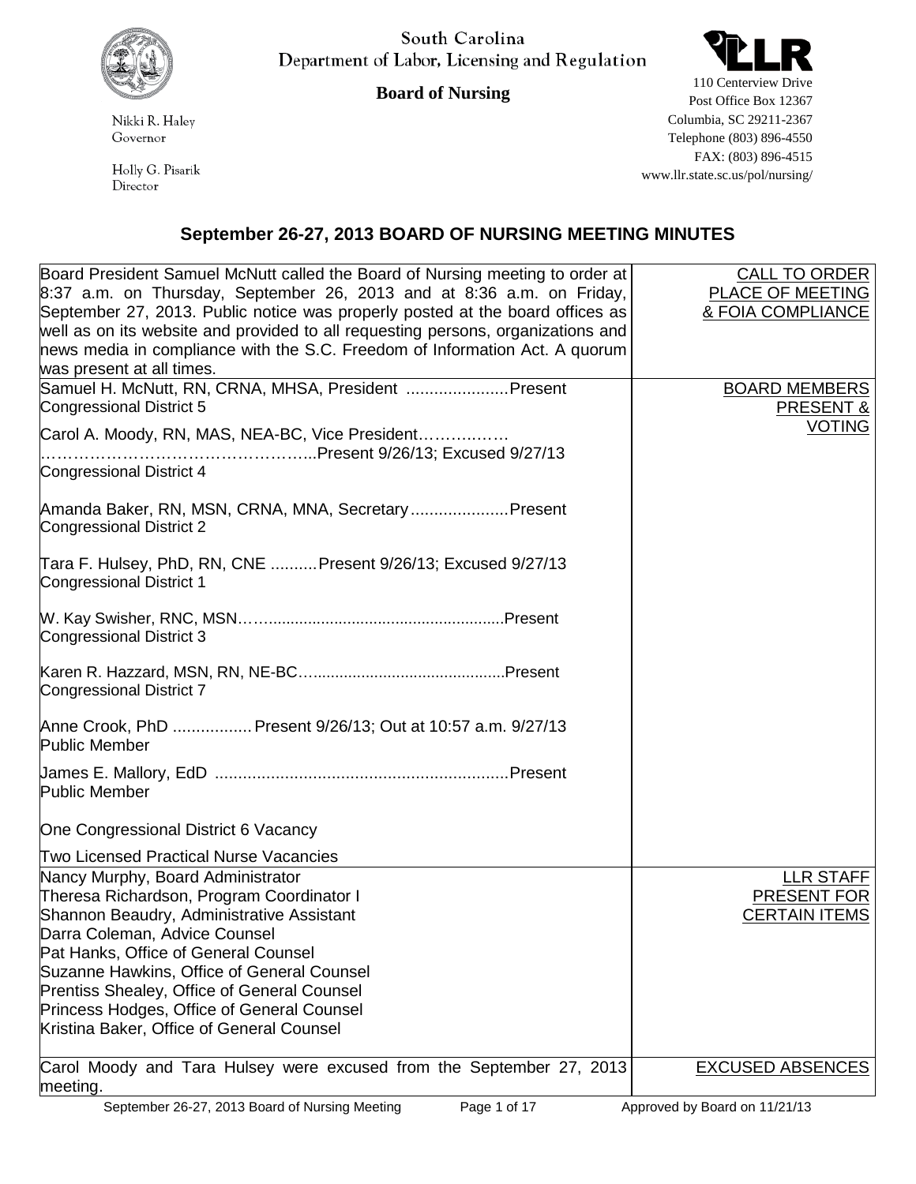South Carolina
Department of Labor, Licensing and Regulation

**Board of Nursing**

Nikki R. Haley
Governor

Holly G. Pisarik
Director

110 Centerview Drive
Post Office Box 12367
Columbia, SC 29211-2367
Telephone (803) 896-4550
FAX: (803) 896-4515
www.llr.state.sc.us/pol/nursing/

## September 26-27, 2013 BOARD OF NURSING MEETING MINUTES

| | |
|---|---|
| Board President Samuel McNutt called the Board of Nursing meeting to order at 8:37 a.m. on Thursday, September 26, 2013 and at 8:36 a.m. on Friday, September 27, 2013. Public notice was properly posted at the board offices as well as on its website and provided to all requesting persons, organizations and news media in compliance with the S.C. Freedom of Information Act. A quorum was present at all times. | CALL TO ORDER PLACE OF MEETING & FOIA COMPLIANCE |
| Samuel H. McNutt, RN, CRNA, MHSA, President ......................Present<br>Congressional District 5<br><br>Carol A. Moody, RN, MAS, NEA-BC, Vice President……………<br>………………………………………..Present 9/26/13; Excused 9/27/13<br>Congressional District 4<br><br>Amanda Baker, RN, MSN, CRNA, MNA, Secretary.....................Present<br>Congressional District 2<br><br>Tara F. Hulsey, PhD, RN, CNE ..........Present 9/26/13; Excused 9/27/13<br>Congressional District 1<br><br>W. Kay Swisher, RNC, MSN……......................................................Present<br>Congressional District 3<br><br>Karen R. Hazzard, MSN, RN, NE-BC…..........................................Present<br>Congressional District 7<br><br>Anne Crook, PhD ................. Present 9/26/13; Out at 10:57 a.m. 9/27/13<br>Public Member<br><br>James E. Mallory, EdD ................................................................Present<br>Public Member<br><br>One Congressional District 6 Vacancy<br><br>Two Licensed Practical Nurse Vacancies | BOARD MEMBERS PRESENT & VOTING |
| Nancy Murphy, Board Administrator<br>Theresa Richardson, Program Coordinator I<br>Shannon Beaudry, Administrative Assistant<br>Darra Coleman, Advice Counsel<br>Pat Hanks, Office of General Counsel<br>Suzanne Hawkins, Office of General Counsel<br>Prentiss Shealey, Office of General Counsel<br>Princess Hodges, Office of General Counsel<br>Kristina Baker, Office of General Counsel | LLR STAFF PRESENT FOR CERTAIN ITEMS |
| Carol Moody and Tara Hulsey were excused from the September 27, 2013 meeting. | EXCUSED ABSENCES |

Approved by Board on 11/21/13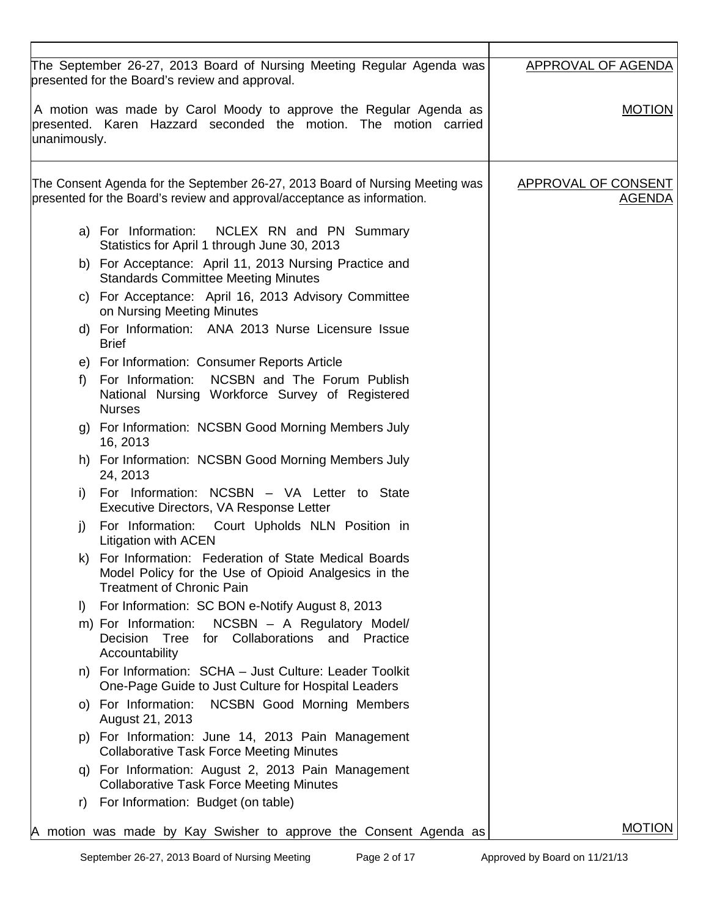| | |
|---|---|
| The September 26-27, 2013 Board of Nursing Meeting Regular Agenda was presented for the Board's review and approval. | APPROVAL OF AGENDA |
| A motion was made by Carol Moody to approve the Regular Agenda as presented. Karen Hazzard seconded the motion. The motion carried unanimously. | MOTION |
| The Consent Agenda for the September 26-27, 2013 Board of Nursing Meeting was presented for the Board's review and approval/acceptance as information.<br><br>a) For Information: NCLEX RN and PN Summary Statistics for April 1 through June 30, 2013<br>b) For Acceptance: April 11, 2013 Nursing Practice and Standards Committee Meeting Minutes<br>c) For Acceptance: April 16, 2013 Advisory Committee on Nursing Meeting Minutes<br>d) For Information: ANA 2013 Nurse Licensure Issue Brief<br>e) For Information: Consumer Reports Article<br>f) For Information: NCSBN and The Forum Publish National Nursing Workforce Survey of Registered Nurses<br>g) For Information: NCSBN Good Morning Members July 16, 2013<br>h) For Information: NCSBN Good Morning Members July 24, 2013<br>i) For Information: NCSBN – VA Letter to State Executive Directors, VA Response Letter<br>j) For Information: Court Upholds NLN Position in Litigation with ACEN<br>k) For Information: Federation of State Medical Boards Model Policy for the Use of Opioid Analgesics in the Treatment of Chronic Pain<br>l) For Information: SC BON e-Notify August 8, 2013<br>m) For Information: NCSBN – A Regulatory Model/ Decision Tree for Collaborations and Practice Accountability<br>n) For Information: SCHA – Just Culture: Leader Toolkit One-Page Guide to Just Culture for Hospital Leaders<br>o) For Information: NCSBN Good Morning Members August 21, 2013<br>p) For Information: June 14, 2013 Pain Management Collaborative Task Force Meeting Minutes<br>q) For Information: August 2, 2013 Pain Management Collaborative Task Force Meeting Minutes<br>r) For Information: Budget (on table) | APPROVAL OF CONSENT AGENDA |
| A motion was made by Kay Swisher to approve the Consent Agenda as | MOTION |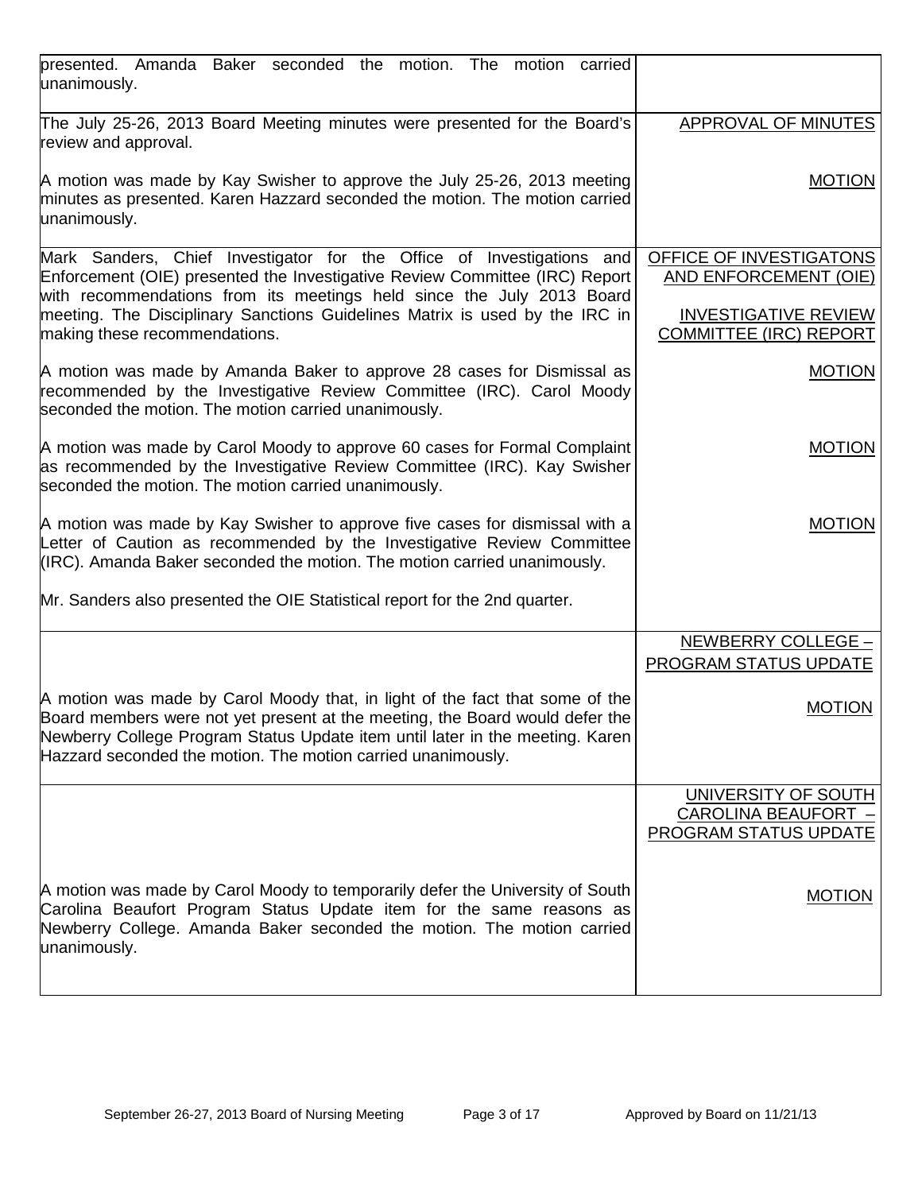| | |
|---|---|
| presented. Amanda Baker seconded the motion. The motion carried unanimously. | |
| The July 25-26, 2013 Board Meeting minutes were presented for the Board's review and approval. | APPROVAL OF MINUTES |
| A motion was made by Kay Swisher to approve the July 25-26, 2013 meeting minutes as presented. Karen Hazzard seconded the motion. The motion carried unanimously. | MOTION |
| Mark Sanders, Chief Investigator for the Office of Investigations and Enforcement (OIE) presented the Investigative Review Committee (IRC) Report with recommendations from its meetings held since the July 2013 Board meeting. The Disciplinary Sanctions Guidelines Matrix is used by the IRC in making these recommendations. | OFFICE OF INVESTIGATONS AND ENFORCEMENT (OIE)<br><br>INVESTIGATIVE REVIEW COMMITTEE (IRC) REPORT |
| A motion was made by Amanda Baker to approve 28 cases for Dismissal as recommended by the Investigative Review Committee (IRC). Carol Moody seconded the motion. The motion carried unanimously. | MOTION |
| A motion was made by Carol Moody to approve 60 cases for Formal Complaint as recommended by the Investigative Review Committee (IRC). Kay Swisher seconded the motion. The motion carried unanimously. | MOTION |
| A motion was made by Kay Swisher to approve five cases for dismissal with a Letter of Caution as recommended by the Investigative Review Committee (IRC). Amanda Baker seconded the motion. The motion carried unanimously. | MOTION |
| Mr. Sanders also presented the OIE Statistical report for the 2nd quarter. | |
| | NEWBERRY COLLEGE – PROGRAM STATUS UPDATE |
| A motion was made by Carol Moody that, in light of the fact that some of the Board members were not yet present at the meeting, the Board would defer the Newberry College Program Status Update item until later in the meeting. Karen Hazzard seconded the motion. The motion carried unanimously. | MOTION |
| | UNIVERSITY OF SOUTH CAROLINA BEAUFORT – PROGRAM STATUS UPDATE |
| A motion was made by Carol Moody to temporarily defer the University of South Carolina Beaufort Program Status Update item for the same reasons as Newberry College. Amanda Baker seconded the motion. The motion carried unanimously. | MOTION |

September 26-27, 2013 Board of Nursing Meeting Approved by Board on 11/21/13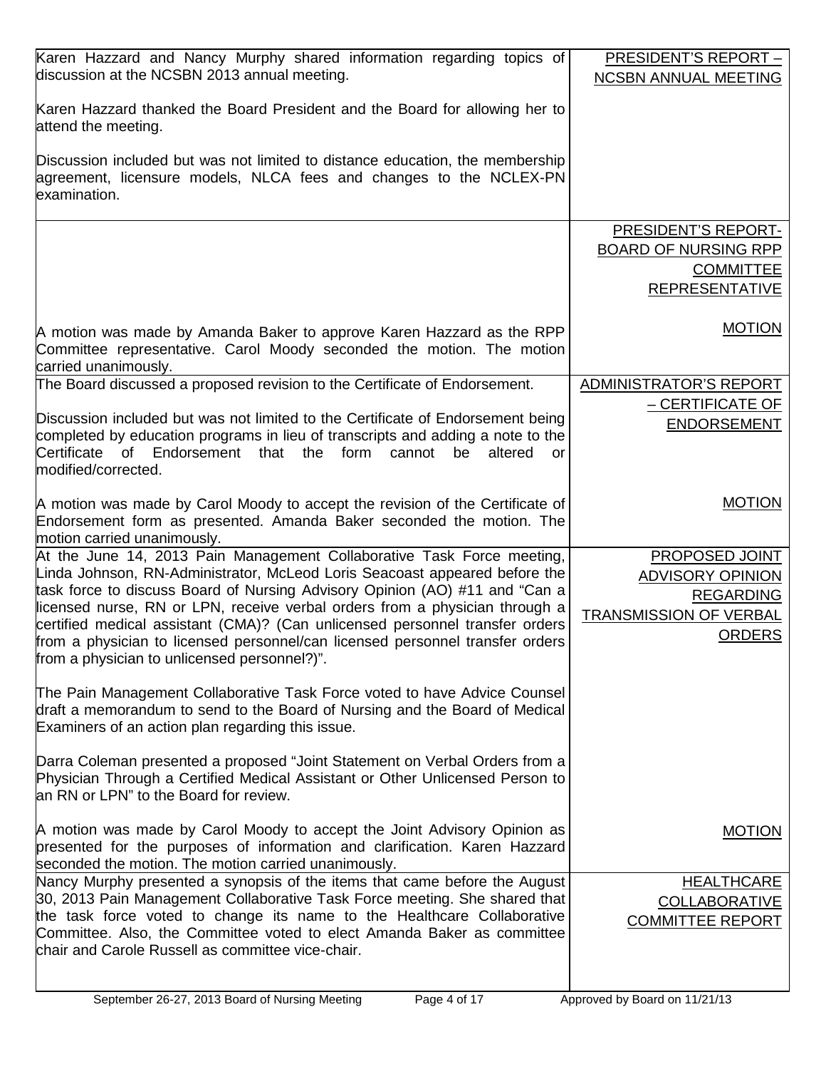| | |
|---|---|
| Karen Hazzard and Nancy Murphy shared information regarding topics of discussion at the NCSBN 2013 annual meeting.<br><br>Karen Hazzard thanked the Board President and the Board for allowing her to attend the meeting.<br><br>Discussion included but was not limited to distance education, the membership agreement, licensure models, NLCA fees and changes to the NCLEX-PN examination. | PRESIDENT'S REPORT – NCSBN ANNUAL MEETING |
| <br><br><br><br>A motion was made by Amanda Baker to approve Karen Hazzard as the RPP Committee representative. Carol Moody seconded the motion. The motion carried unanimously. | PRESIDENT'S REPORT- BOARD OF NURSING RPP COMMITTEE REPRESENTATIVE<br><br>MOTION |
| The Board discussed a proposed revision to the Certificate of Endorsement.<br><br>Discussion included but was not limited to the Certificate of Endorsement being completed by education programs in lieu of transcripts and adding a note to the Certificate of Endorsement that the form cannot be altered or modified/corrected.<br><br>A motion was made by Carol Moody to accept the revision of the Certificate of Endorsement form as presented. Amanda Baker seconded the motion. The motion carried unanimously. | ADMINISTRATOR'S REPORT – CERTIFICATE OF ENDORSEMENT<br><br>MOTION |
| At the June 14, 2013 Pain Management Collaborative Task Force meeting, Linda Johnson, RN-Administrator, McLeod Loris Seacoast appeared before the task force to discuss Board of Nursing Advisory Opinion (AO) #11 and "Can a licensed nurse, RN or LPN, receive verbal orders from a physician through a certified medical assistant (CMA)? (Can unlicensed personnel transfer orders from a physician to licensed personnel/can licensed personnel transfer orders from a physician to unlicensed personnel?)".<br><br>The Pain Management Collaborative Task Force voted to have Advice Counsel draft a memorandum to send to the Board of Nursing and the Board of Medical Examiners of an action plan regarding this issue.<br><br>Darra Coleman presented a proposed "Joint Statement on Verbal Orders from a Physician Through a Certified Medical Assistant or Other Unlicensed Person to an RN or LPN" to the Board for review.<br><br>A motion was made by Carol Moody to accept the Joint Advisory Opinion as presented for the purposes of information and clarification. Karen Hazzard seconded the motion. The motion carried unanimously. | PROPOSED JOINT ADVISORY OPINION REGARDING TRANSMISSION OF VERBAL ORDERS<br><br>MOTION |
| Nancy Murphy presented a synopsis of the items that came before the August 30, 2013 Pain Management Collaborative Task Force meeting. She shared that the task force voted to change its name to the Healthcare Collaborative Committee. Also, the Committee voted to elect Amanda Baker as committee chair and Carole Russell as committee vice-chair. | HEALTHCARE COLLABORATIVE COMMITTEE REPORT |

September 26-27, 2013 Board of Nursing Meeting — Approved by Board on 11/21/13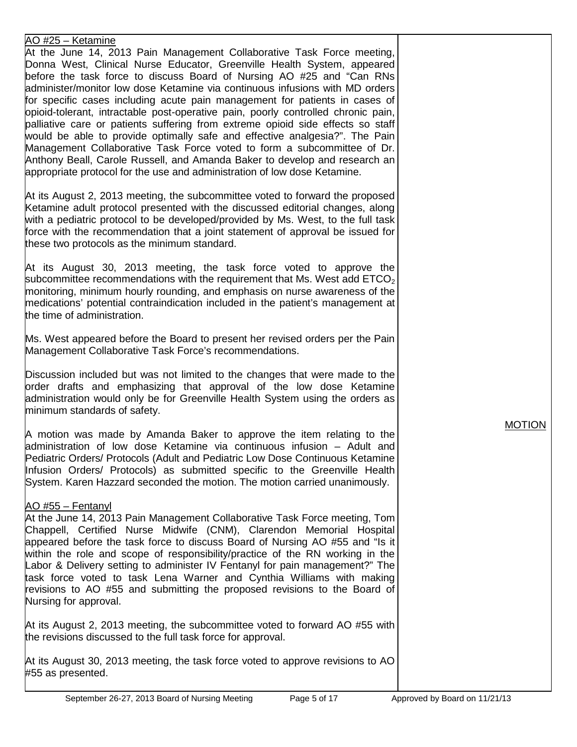AO #25 – Ketamine

At the June 14, 2013 Pain Management Collaborative Task Force meeting, Donna West, Clinical Nurse Educator, Greenville Health System, appeared before the task force to discuss Board of Nursing AO #25 and "Can RNs administer/monitor low dose Ketamine via continuous infusions with MD orders for specific cases including acute pain management for patients in cases of opioid-tolerant, intractable post-operative pain, poorly controlled chronic pain, palliative care or patients suffering from extreme opioid side effects so staff would be able to provide optimally safe and effective analgesia?". The Pain Management Collaborative Task Force voted to form a subcommittee of Dr. Anthony Beall, Carole Russell, and Amanda Baker to develop and research an appropriate protocol for the use and administration of low dose Ketamine.

At its August 2, 2013 meeting, the subcommittee voted to forward the proposed Ketamine adult protocol presented with the discussed editorial changes, along with a pediatric protocol to be developed/provided by Ms. West, to the full task force with the recommendation that a joint statement of approval be issued for these two protocols as the minimum standard.

At its August 30, 2013 meeting, the task force voted to approve the subcommittee recommendations with the requirement that Ms. West add $ETCO_2$ monitoring, minimum hourly rounding, and emphasis on nurse awareness of the medications' potential contraindication included in the patient's management at the time of administration.

Ms. West appeared before the Board to present her revised orders per the Pain Management Collaborative Task Force's recommendations.

Discussion included but was not limited to the changes that were made to the order drafts and emphasizing that approval of the low dose Ketamine administration would only be for Greenville Health System using the orders as minimum standards of safety.

MOTION

A motion was made by Amanda Baker to approve the item relating to the administration of low dose Ketamine via continuous infusion – Adult and Pediatric Orders/ Protocols (Adult and Pediatric Low Dose Continuous Ketamine Infusion Orders/ Protocols) as submitted specific to the Greenville Health System. Karen Hazzard seconded the motion. The motion carried unanimously.

AO #55 – Fentanyl

At the June 14, 2013 Pain Management Collaborative Task Force meeting, Tom Chappell, Certified Nurse Midwife (CNM), Clarendon Memorial Hospital appeared before the task force to discuss Board of Nursing AO #55 and "Is it within the role and scope of responsibility/practice of the RN working in the Labor & Delivery setting to administer IV Fentanyl for pain management?" The task force voted to task Lena Warner and Cynthia Williams with making revisions to AO #55 and submitting the proposed revisions to the Board of Nursing for approval.

At its August 2, 2013 meeting, the subcommittee voted to forward AO #55 with the revisions discussed to the full task force for approval.

At its August 30, 2013 meeting, the task force voted to approve revisions to AO #55 as presented.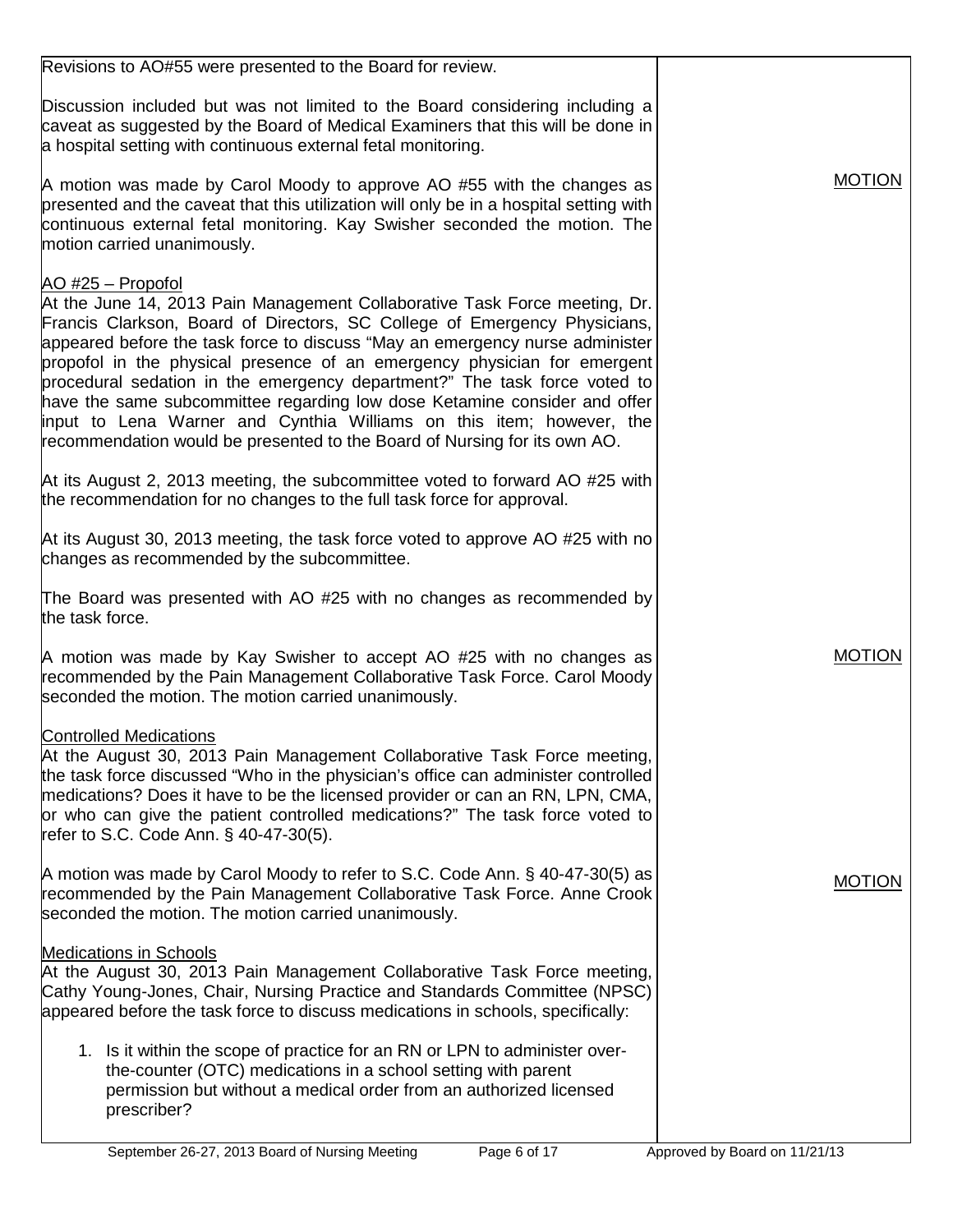| | |
|---|---|
| Revisions to AO#55 were presented to the Board for review.<br><br>Discussion included but was not limited to the Board considering including a caveat as suggested by the Board of Medical Examiners that this will be done in a hospital setting with continuous external fetal monitoring. | |
| A motion was made by Carol Moody to approve AO #55 with the changes as presented and the caveat that this utilization will only be in a hospital setting with continuous external fetal monitoring. Kay Swisher seconded the motion. The motion carried unanimously. | MOTION |
| AO #25 – Propofol<br>At the June 14, 2013 Pain Management Collaborative Task Force meeting, Dr. Francis Clarkson, Board of Directors, SC College of Emergency Physicians, appeared before the task force to discuss "May an emergency nurse administer propofol in the physical presence of an emergency physician for emergent procedural sedation in the emergency department?" The task force voted to have the same subcommittee regarding low dose Ketamine consider and offer input to Lena Warner and Cynthia Williams on this item; however, the recommendation would be presented to the Board of Nursing for its own AO.<br><br>At its August 2, 2013 meeting, the subcommittee voted to forward AO #25 with the recommendation for no changes to the full task force for approval.<br><br>At its August 30, 2013 meeting, the task force voted to approve AO #25 with no changes as recommended by the subcommittee.<br><br>The Board was presented with AO #25 with no changes as recommended by the task force. | |
| A motion was made by Kay Swisher to accept AO #25 with no changes as recommended by the Pain Management Collaborative Task Force. Carol Moody seconded the motion. The motion carried unanimously. | MOTION |
| Controlled Medications<br>At the August 30, 2013 Pain Management Collaborative Task Force meeting, the task force discussed "Who in the physician's office can administer controlled medications? Does it have to be the licensed provider or can an RN, LPN, CMA, or who can give the patient controlled medications?" The task force voted to refer to S.C. Code Ann. § 40-47-30(5). | |
| A motion was made by Carol Moody to refer to S.C. Code Ann. § 40-47-30(5) as recommended by the Pain Management Collaborative Task Force. Anne Crook seconded the motion. The motion carried unanimously. | MOTION |
| Medications in Schools<br>At the August 30, 2013 Pain Management Collaborative Task Force meeting, Cathy Young-Jones, Chair, Nursing Practice and Standards Committee (NPSC) appeared before the task force to discuss medications in schools, specifically:<br><br>1. Is it within the scope of practice for an RN or LPN to administer over-the-counter (OTC) medications in a school setting with parent permission but without a medical order from an authorized licensed prescriber? | |

Approved by Board on 11/21/13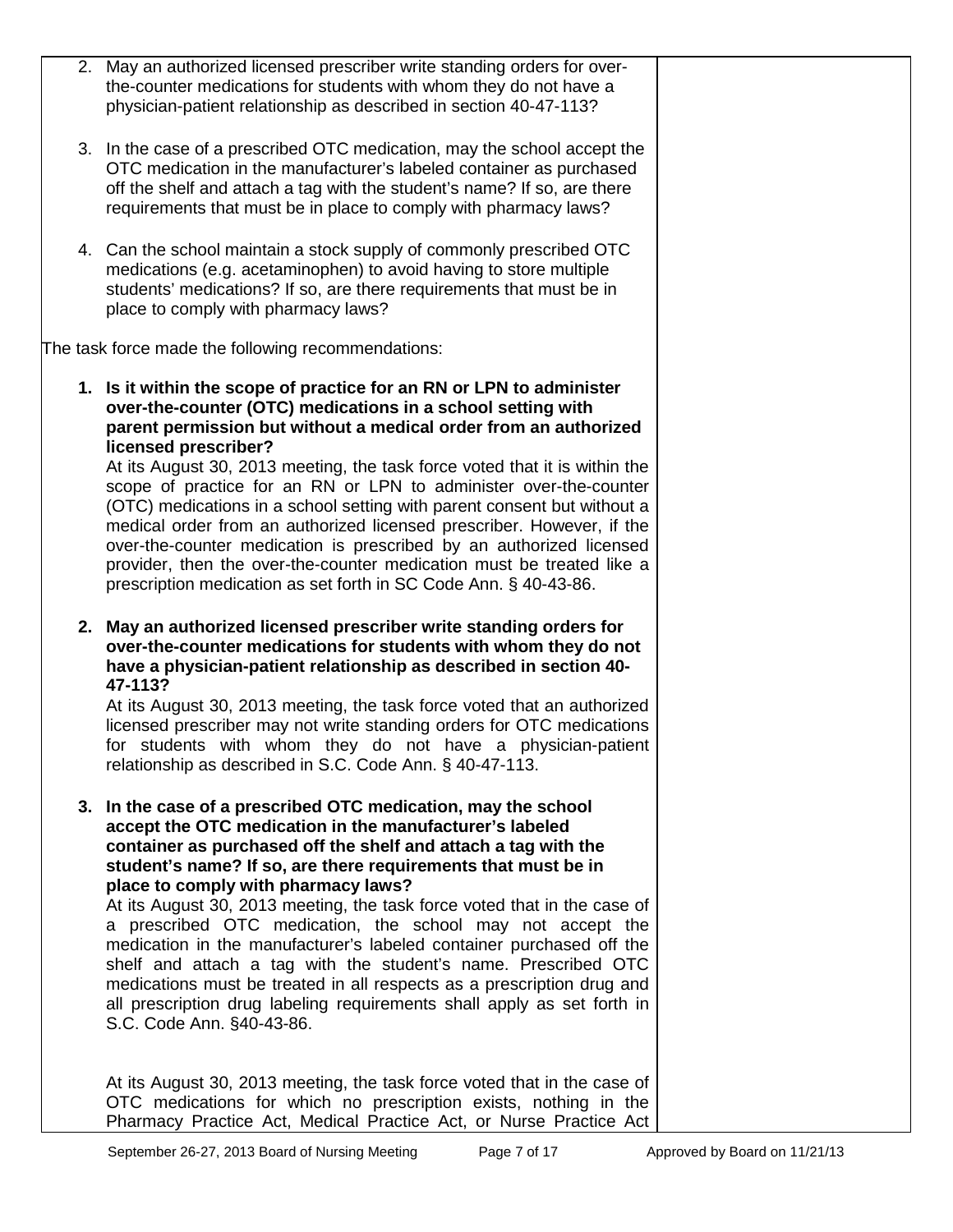2. May an authorized licensed prescriber write standing orders for over-the-counter medications for students with whom they do not have a physician-patient relationship as described in section 40-47-113?

3. In the case of a prescribed OTC medication, may the school accept the OTC medication in the manufacturer's labeled container as purchased off the shelf and attach a tag with the student's name? If so, are there requirements that must be in place to comply with pharmacy laws?

4. Can the school maintain a stock supply of commonly prescribed OTC medications (e.g. acetaminophen) to avoid having to store multiple students' medications? If so, are there requirements that must be in place to comply with pharmacy laws?

The task force made the following recommendations:

1. **Is it within the scope of practice for an RN or LPN to administer over-the-counter (OTC) medications in a school setting with parent permission but without a medical order from an authorized licensed prescriber?**
   At its August 30, 2013 meeting, the task force voted that it is within the scope of practice for an RN or LPN to administer over-the-counter (OTC) medications in a school setting with parent consent but without a medical order from an authorized licensed prescriber. However, if the over-the-counter medication is prescribed by an authorized licensed provider, then the over-the-counter medication must be treated like a prescription medication as set forth in SC Code Ann. § 40-43-86.

2. **May an authorized licensed prescriber write standing orders for over-the-counter medications for students with whom they do not have a physician-patient relationship as described in section 40-47-113?**
   At its August 30, 2013 meeting, the task force voted that an authorized licensed prescriber may not write standing orders for OTC medications for students with whom they do not have a physician-patient relationship as described in S.C. Code Ann. § 40-47-113.

3. **In the case of a prescribed OTC medication, may the school accept the OTC medication in the manufacturer's labeled container as purchased off the shelf and attach a tag with the student's name? If so, are there requirements that must be in place to comply with pharmacy laws?**
   At its August 30, 2013 meeting, the task force voted that in the case of a prescribed OTC medication, the school may not accept the medication in the manufacturer's labeled container purchased off the shelf and attach a tag with the student's name. Prescribed OTC medications must be treated in all respects as a prescription drug and all prescription drug labeling requirements shall apply as set forth in S.C. Code Ann. §40-43-86.

   At its August 30, 2013 meeting, the task force voted that in the case of OTC medications for which no prescription exists, nothing in the Pharmacy Practice Act, Medical Practice Act, or Nurse Practice Act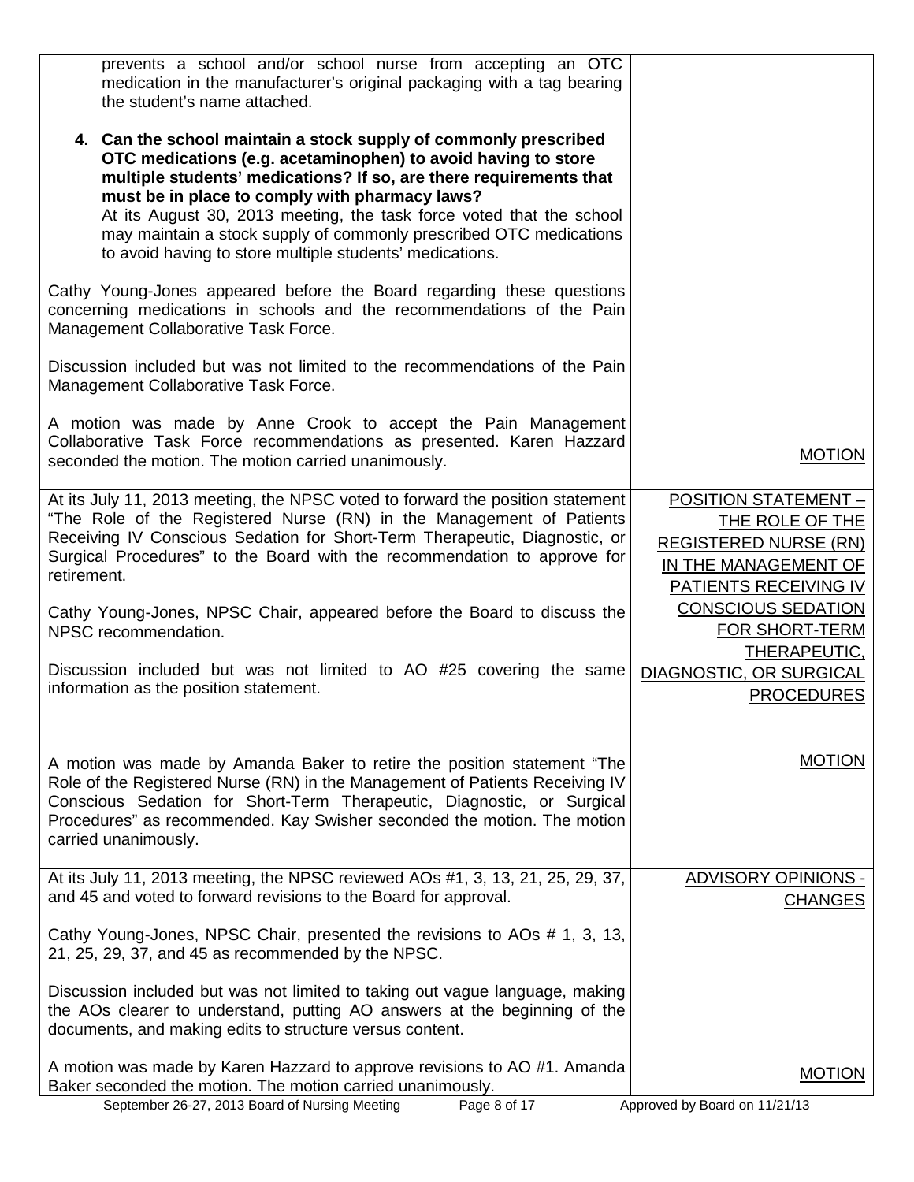| | |
|---|---|
| prevents a school and/or school nurse from accepting an OTC medication in the manufacturer's original packaging with a tag bearing the student's name attached.<br><br>**4. Can the school maintain a stock supply of commonly prescribed OTC medications (e.g. acetaminophen) to avoid having to store multiple students' medications? If so, are there requirements that must be in place to comply with pharmacy laws?**<br>At its August 30, 2013 meeting, the task force voted that the school may maintain a stock supply of commonly prescribed OTC medications to avoid having to store multiple students' medications.<br><br>Cathy Young-Jones appeared before the Board regarding these questions concerning medications in schools and the recommendations of the Pain Management Collaborative Task Force.<br><br>Discussion included but was not limited to the recommendations of the Pain Management Collaborative Task Force.<br><br>A motion was made by Anne Crook to accept the Pain Management Collaborative Task Force recommendations as presented. Karen Hazzard seconded the motion. The motion carried unanimously. | MOTION |
| At its July 11, 2013 meeting, the NPSC voted to forward the position statement "The Role of the Registered Nurse (RN) in the Management of Patients Receiving IV Conscious Sedation for Short-Term Therapeutic, Diagnostic, or Surgical Procedures" to the Board with the recommendation to approve for retirement.<br><br>Cathy Young-Jones, NPSC Chair, appeared before the Board to discuss the NPSC recommendation.<br><br>Discussion included but was not limited to AO #25 covering the same information as the position statement.<br><br>A motion was made by Amanda Baker to retire the position statement "The Role of the Registered Nurse (RN) in the Management of Patients Receiving IV Conscious Sedation for Short-Term Therapeutic, Diagnostic, or Surgical Procedures" as recommended. Kay Swisher seconded the motion. The motion carried unanimously. | POSITION STATEMENT – THE ROLE OF THE REGISTERED NURSE (RN) IN THE MANAGEMENT OF PATIENTS RECEIVING IV CONSCIOUS SEDATION FOR SHORT-TERM THERAPEUTIC, DIAGNOSTIC, OR SURGICAL PROCEDURES<br><br>MOTION |
| At its July 11, 2013 meeting, the NPSC reviewed AOs #1, 3, 13, 21, 25, 29, 37, and 45 and voted to forward revisions to the Board for approval.<br><br>Cathy Young-Jones, NPSC Chair, presented the revisions to AOs # 1, 3, 13, 21, 25, 29, 37, and 45 as recommended by the NPSC.<br><br>Discussion included but was not limited to taking out vague language, making the AOs clearer to understand, putting AO answers at the beginning of the documents, and making edits to structure versus content.<br><br>A motion was made by Karen Hazzard to approve revisions to AO #1. Amanda Baker seconded the motion. The motion carried unanimously. | ADVISORY OPINIONS - CHANGES<br><br>MOTION |

September 26-27, 2013 Board of Nursing Meeting — Approved by Board on 11/21/13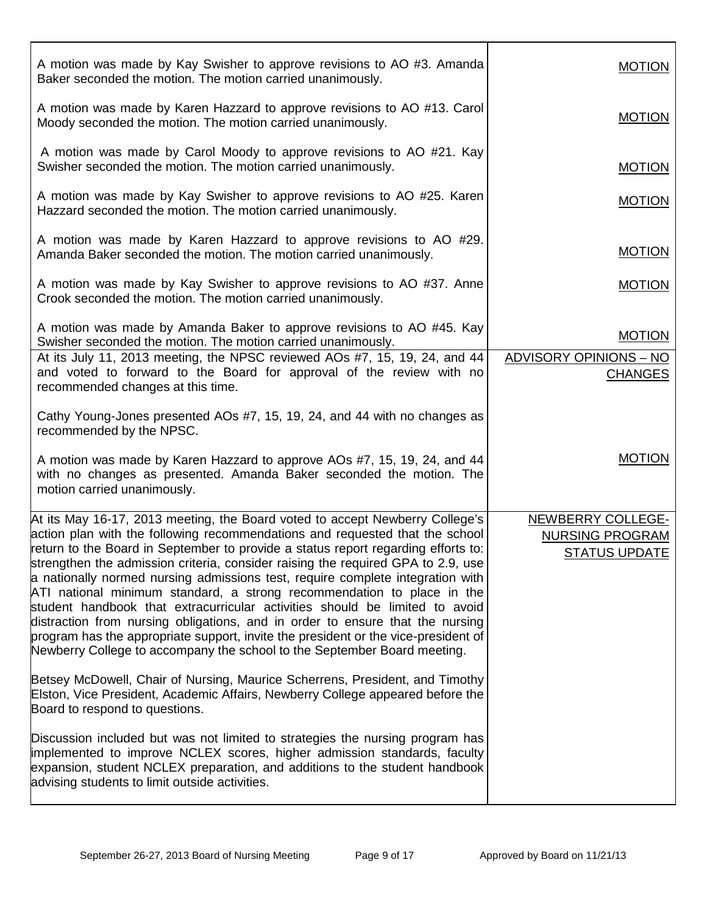| | |
|---|---|
| A motion was made by Kay Swisher to approve revisions to AO #3. Amanda Baker seconded the motion. The motion carried unanimously.<br><br>A motion was made by Karen Hazzard to approve revisions to AO #13. Carol Moody seconded the motion. The motion carried unanimously.<br><br>A motion was made by Carol Moody to approve revisions to AO #21. Kay Swisher seconded the motion. The motion carried unanimously.<br><br>A motion was made by Kay Swisher to approve revisions to AO #25. Karen Hazzard seconded the motion. The motion carried unanimously.<br><br>A motion was made by Karen Hazzard to approve revisions to AO #29. Amanda Baker seconded the motion. The motion carried unanimously.<br><br>A motion was made by Kay Swisher to approve revisions to AO #37. Anne Crook seconded the motion. The motion carried unanimously.<br><br>A motion was made by Amanda Baker to approve revisions to AO #45. Kay Swisher seconded the motion. The motion carried unanimously. | MOTION<br><br>MOTION<br><br>MOTION<br><br>MOTION<br><br>MOTION<br><br>MOTION<br><br>MOTION |
| At its July 11, 2013 meeting, the NPSC reviewed AOs #7, 15, 19, 24, and 44 and voted to forward to the Board for approval of the review with no recommended changes at this time.<br><br>Cathy Young-Jones presented AOs #7, 15, 19, 24, and 44 with no changes as recommended by the NPSC.<br><br>A motion was made by Karen Hazzard to approve AOs #7, 15, 19, 24, and 44 with no changes as presented. Amanda Baker seconded the motion. The motion carried unanimously. | ADVISORY OPINIONS – NO CHANGES<br><br>MOTION |
| At its May 16-17, 2013 meeting, the Board voted to accept Newberry College's action plan with the following recommendations and requested that the school return to the Board in September to provide a status report regarding efforts to: strengthen the admission criteria, consider raising the required GPA to 2.9, use a nationally normed nursing admissions test, require complete integration with ATI national minimum standard, a strong recommendation to place in the student handbook that extracurricular activities should be limited to avoid distraction from nursing obligations, and in order to ensure that the nursing program has the appropriate support, invite the president or the vice-president of Newberry College to accompany the school to the September Board meeting.<br><br>Betsey McDowell, Chair of Nursing, Maurice Scherrens, President, and Timothy Elston, Vice President, Academic Affairs, Newberry College appeared before the Board to respond to questions.<br><br>Discussion included but was not limited to strategies the nursing program has implemented to improve NCLEX scores, higher admission standards, faculty expansion, student NCLEX preparation, and additions to the student handbook advising students to limit outside activities. | NEWBERRY COLLEGE-NURSING PROGRAM STATUS UPDATE |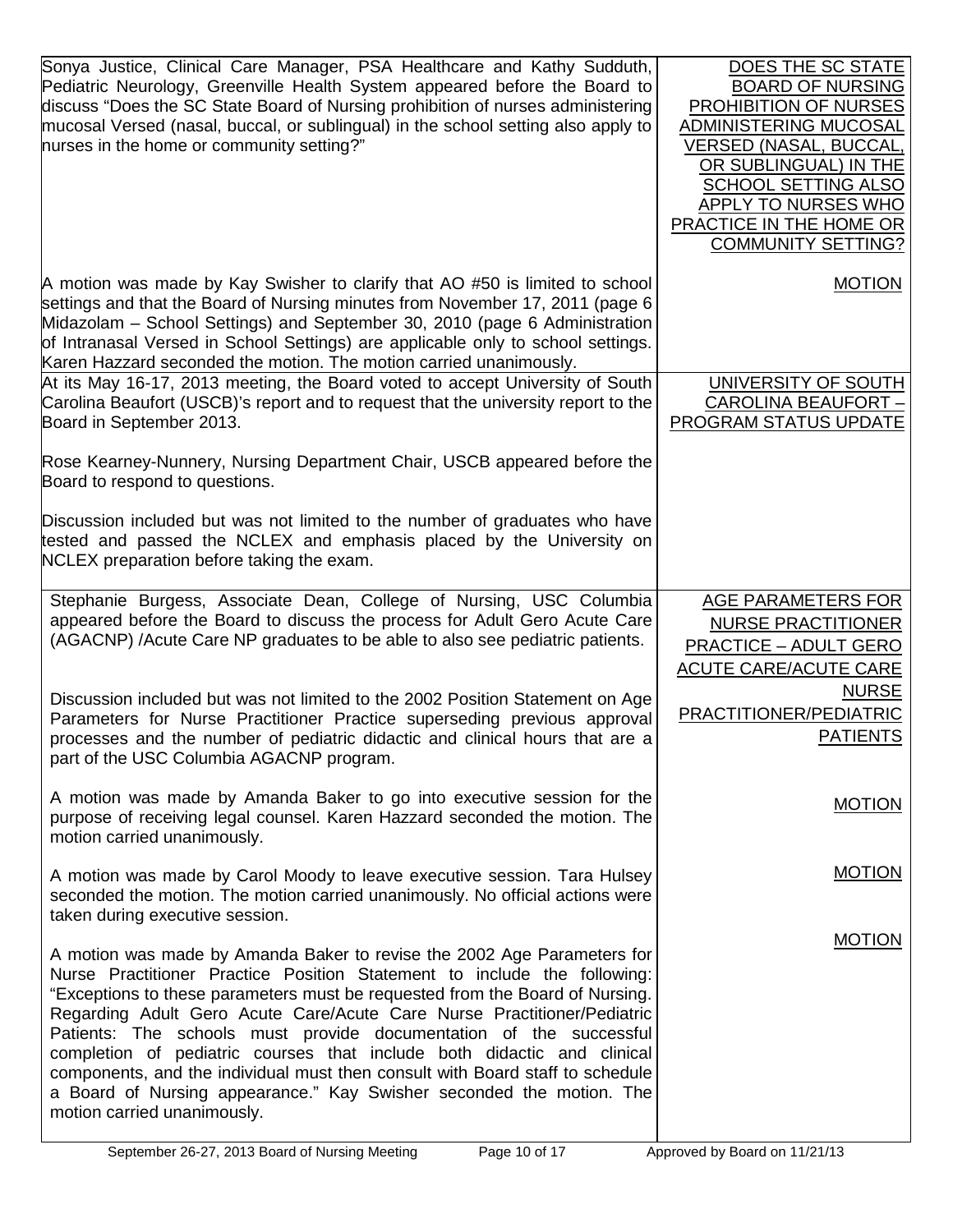| | |
|---|---|
| Sonya Justice, Clinical Care Manager, PSA Healthcare and Kathy Sudduth, Pediatric Neurology, Greenville Health System appeared before the Board to discuss "Does the SC State Board of Nursing prohibition of nurses administering mucosal Versed (nasal, buccal, or sublingual) in the school setting also apply to nurses in the home or community setting?" | DOES THE SC STATE BOARD OF NURSING PROHIBITION OF NURSES ADMINISTERING MUCOSAL VERSED (NASAL, BUCCAL, OR SUBLINGUAL) IN THE SCHOOL SETTING ALSO APPLY TO NURSES WHO PRACTICE IN THE HOME OR COMMUNITY SETTING? |
| A motion was made by Kay Swisher to clarify that AO #50 is limited to school settings and that the Board of Nursing minutes from November 17, 2011 (page 6 Midazolam – School Settings) and September 30, 2010 (page 6 Administration of Intranasal Versed in School Settings) are applicable only to school settings. Karen Hazzard seconded the motion. The motion carried unanimously. | MOTION |
| At its May 16-17, 2013 meeting, the Board voted to accept University of South Carolina Beaufort (USCB)'s report and to request that the university report to the Board in September 2013.<br><br>Rose Kearney-Nunnery, Nursing Department Chair, USCB appeared before the Board to respond to questions.<br><br>Discussion included but was not limited to the number of graduates who have tested and passed the NCLEX and emphasis placed by the University on NCLEX preparation before taking the exam. | UNIVERSITY OF SOUTH CAROLINA BEAUFORT – PROGRAM STATUS UPDATE |
| Stephanie Burgess, Associate Dean, College of Nursing, USC Columbia appeared before the Board to discuss the process for Adult Gero Acute Care (AGACNP) /Acute Care NP graduates to be able to also see pediatric patients.<br><br>Discussion included but was not limited to the 2002 Position Statement on Age Parameters for Nurse Practitioner Practice superseding previous approval processes and the number of pediatric didactic and clinical hours that are a part of the USC Columbia AGACNP program. | AGE PARAMETERS FOR NURSE PRACTITIONER PRACTICE – ADULT GERO ACUTE CARE/ACUTE CARE NURSE PRACTITIONER/PEDIATRIC PATIENTS |
| A motion was made by Amanda Baker to go into executive session for the purpose of receiving legal counsel. Karen Hazzard seconded the motion. The motion carried unanimously. | MOTION |
| A motion was made by Carol Moody to leave executive session. Tara Hulsey seconded the motion. The motion carried unanimously. No official actions were taken during executive session. | MOTION |
| A motion was made by Amanda Baker to revise the 2002 Age Parameters for Nurse Practitioner Practice Position Statement to include the following: "Exceptions to these parameters must be requested from the Board of Nursing. Regarding Adult Gero Acute Care/Acute Care Nurse Practitioner/Pediatric Patients: The schools must provide documentation of the successful completion of pediatric courses that include both didactic and clinical components, and the individual must then consult with Board staff to schedule a Board of Nursing appearance." Kay Swisher seconded the motion. The motion carried unanimously. | MOTION |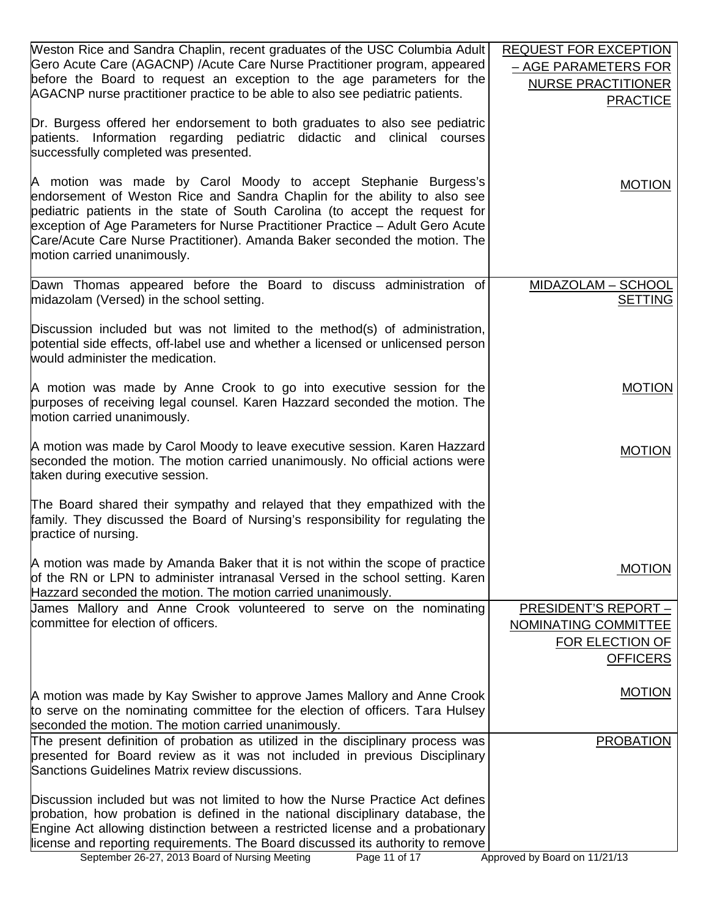| | |
|---|---|
| Weston Rice and Sandra Chaplin, recent graduates of the USC Columbia Adult Gero Acute Care (AGACNP) /Acute Care Nurse Practitioner program, appeared before the Board to request an exception to the age parameters for the AGACNP nurse practitioner practice to be able to also see pediatric patients.<br><br>Dr. Burgess offered her endorsement to both graduates to also see pediatric patients. Information regarding pediatric didactic and clinical courses successfully completed was presented. | REQUEST FOR EXCEPTION – AGE PARAMETERS FOR NURSE PRACTITIONER PRACTICE |
| A motion was made by Carol Moody to accept Stephanie Burgess's endorsement of Weston Rice and Sandra Chaplin for the ability to also see pediatric patients in the state of South Carolina (to accept the request for exception of Age Parameters for Nurse Practitioner Practice – Adult Gero Acute Care/Acute Care Nurse Practitioner). Amanda Baker seconded the motion. The motion carried unanimously. | MOTION |
| Dawn Thomas appeared before the Board to discuss administration of midazolam (Versed) in the school setting.<br><br>Discussion included but was not limited to the method(s) of administration, potential side effects, off-label use and whether a licensed or unlicensed person would administer the medication. | MIDAZOLAM – SCHOOL SETTING |
| A motion was made by Anne Crook to go into executive session for the purposes of receiving legal counsel. Karen Hazzard seconded the motion. The motion carried unanimously. | MOTION |
| A motion was made by Carol Moody to leave executive session. Karen Hazzard seconded the motion. The motion carried unanimously. No official actions were taken during executive session.<br><br>The Board shared their sympathy and relayed that they empathized with the family. They discussed the Board of Nursing's responsibility for regulating the practice of nursing. | MOTION |
| A motion was made by Amanda Baker that it is not within the scope of practice of the RN or LPN to administer intranasal Versed in the school setting. Karen Hazzard seconded the motion. The motion carried unanimously. | MOTION |
| James Mallory and Anne Crook volunteered to serve on the nominating committee for election of officers. | PRESIDENT'S REPORT – NOMINATING COMMITTEE FOR ELECTION OF OFFICERS |
| A motion was made by Kay Swisher to approve James Mallory and Anne Crook to serve on the nominating committee for the election of officers. Tara Hulsey seconded the motion. The motion carried unanimously. | MOTION |
| The present definition of probation as utilized in the disciplinary process was presented for Board review as it was not included in previous Disciplinary Sanctions Guidelines Matrix review discussions.<br><br>Discussion included but was not limited to how the Nurse Practice Act defines probation, how probation is defined in the national disciplinary database, the Engine Act allowing distinction between a restricted license and a probationary license and reporting requirements. The Board discussed its authority to remove | PROBATION |

September 26-27, 2013 Board of Nursing Meeting — Approved by Board on 11/21/13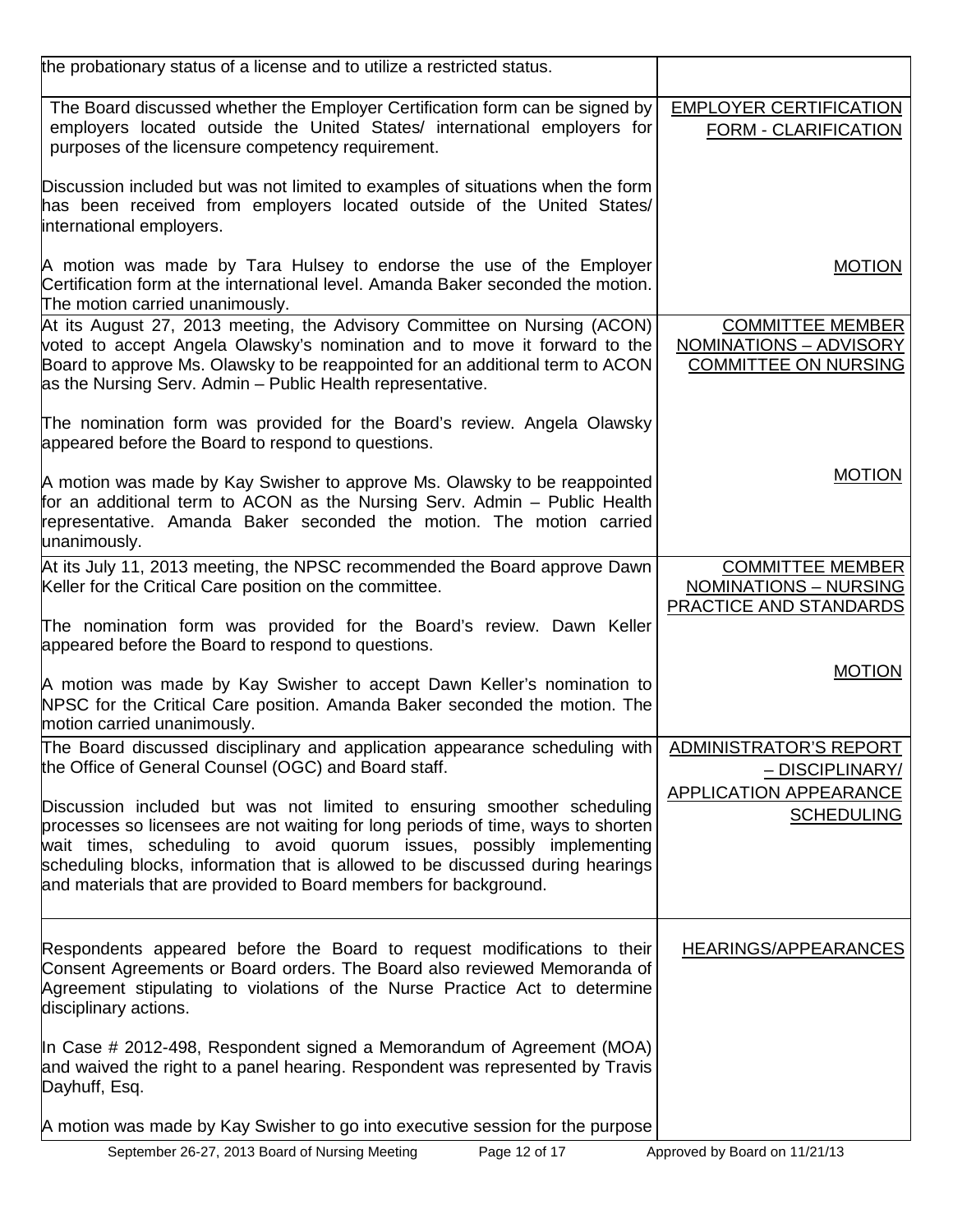| | |
|---|---|
| the probationary status of a license and to utilize a restricted status. | |
| The Board discussed whether the Employer Certification form can be signed by employers located outside the United States/ international employers for purposes of the licensure competency requirement.<br><br>Discussion included but was not limited to examples of situations when the form has been received from employers located outside of the United States/ international employers.<br><br>A motion was made by Tara Hulsey to endorse the use of the Employer Certification form at the international level. Amanda Baker seconded the motion. The motion carried unanimously. | EMPLOYER CERTIFICATION FORM - CLARIFICATION<br><br>MOTION |
| At its August 27, 2013 meeting, the Advisory Committee on Nursing (ACON) voted to accept Angela Olawsky's nomination and to move it forward to the Board to approve Ms. Olawsky to be reappointed for an additional term to ACON as the Nursing Serv. Admin – Public Health representative.<br><br>The nomination form was provided for the Board's review. Angela Olawsky appeared before the Board to respond to questions.<br><br>A motion was made by Kay Swisher to approve Ms. Olawsky to be reappointed for an additional term to ACON as the Nursing Serv. Admin – Public Health representative. Amanda Baker seconded the motion. The motion carried unanimously. | COMMITTEE MEMBER NOMINATIONS – ADVISORY COMMITTEE ON NURSING<br><br>MOTION |
| At its July 11, 2013 meeting, the NPSC recommended the Board approve Dawn Keller for the Critical Care position on the committee.<br><br>The nomination form was provided for the Board's review. Dawn Keller appeared before the Board to respond to questions.<br><br>A motion was made by Kay Swisher to accept Dawn Keller's nomination to NPSC for the Critical Care position. Amanda Baker seconded the motion. The motion carried unanimously. | COMMITTEE MEMBER NOMINATIONS – NURSING PRACTICE AND STANDARDS<br><br>MOTION |
| The Board discussed disciplinary and application appearance scheduling with the Office of General Counsel (OGC) and Board staff.<br><br>Discussion included but was not limited to ensuring smoother scheduling processes so licensees are not waiting for long periods of time, ways to shorten wait times, scheduling to avoid quorum issues, possibly implementing scheduling blocks, information that is allowed to be discussed during hearings and materials that are provided to Board members for background. | ADMINISTRATOR'S REPORT – DISCIPLINARY/ APPLICATION APPEARANCE SCHEDULING |
| Respondents appeared before the Board to request modifications to their Consent Agreements or Board orders. The Board also reviewed Memoranda of Agreement stipulating to violations of the Nurse Practice Act to determine disciplinary actions.<br><br>In Case # 2012-498, Respondent signed a Memorandum of Agreement (MOA) and waived the right to a panel hearing. Respondent was represented by Travis Dayhuff, Esq.<br><br>A motion was made by Kay Swisher to go into executive session for the purpose | HEARINGS/APPEARANCES |

Approved by Board on 11/21/13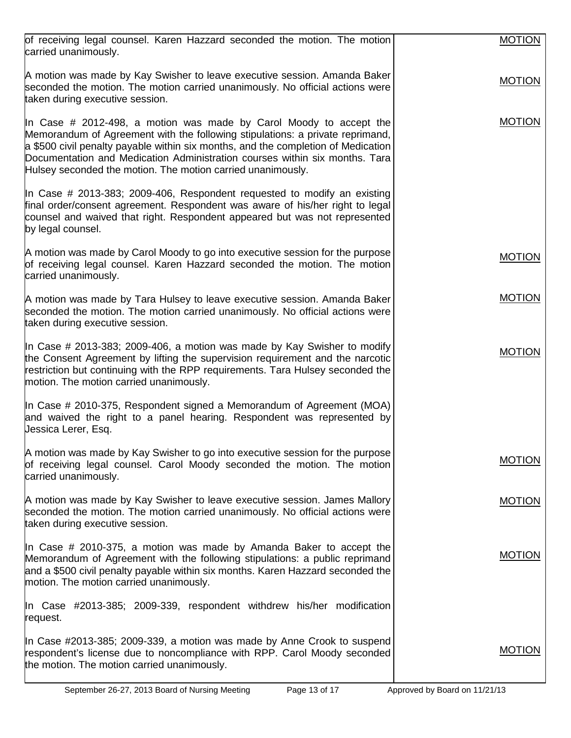| | |
|---|---|
| of receiving legal counsel. Karen Hazzard seconded the motion. The motion carried unanimously. | MOTION |
| A motion was made by Kay Swisher to leave executive session. Amanda Baker seconded the motion. The motion carried unanimously. No official actions were taken during executive session. | MOTION |
| In Case # 2012-498, a motion was made by Carol Moody to accept the Memorandum of Agreement with the following stipulations: a private reprimand, a $500 civil penalty payable within six months, and the completion of Medication Documentation and Medication Administration courses within six months. Tara Hulsey seconded the motion. The motion carried unanimously. | MOTION |
| In Case # 2013-383; 2009-406, Respondent requested to modify an existing final order/consent agreement. Respondent was aware of his/her right to legal counsel and waived that right. Respondent appeared but was not represented by legal counsel. | |
| A motion was made by Carol Moody to go into executive session for the purpose of receiving legal counsel. Karen Hazzard seconded the motion. The motion carried unanimously. | MOTION |
| A motion was made by Tara Hulsey to leave executive session. Amanda Baker seconded the motion. The motion carried unanimously. No official actions were taken during executive session. | MOTION |
| In Case # 2013-383; 2009-406, a motion was made by Kay Swisher to modify the Consent Agreement by lifting the supervision requirement and the narcotic restriction but continuing with the RPP requirements. Tara Hulsey seconded the motion. The motion carried unanimously. | MOTION |
| In Case # 2010-375, Respondent signed a Memorandum of Agreement (MOA) and waived the right to a panel hearing. Respondent was represented by Jessica Lerer, Esq. | |
| A motion was made by Kay Swisher to go into executive session for the purpose of receiving legal counsel. Carol Moody seconded the motion. The motion carried unanimously. | MOTION |
| A motion was made by Kay Swisher to leave executive session. James Mallory seconded the motion. The motion carried unanimously. No official actions were taken during executive session. | MOTION |
| In Case # 2010-375, a motion was made by Amanda Baker to accept the Memorandum of Agreement with the following stipulations: a public reprimand and a $500 civil penalty payable within six months. Karen Hazzard seconded the motion. The motion carried unanimously. | MOTION |
| In Case #2013-385; 2009-339, respondent withdrew his/her modification request. | |
| In Case #2013-385; 2009-339, a motion was made by Anne Crook to suspend respondent's license due to noncompliance with RPP. Carol Moody seconded the motion. The motion carried unanimously. | MOTION |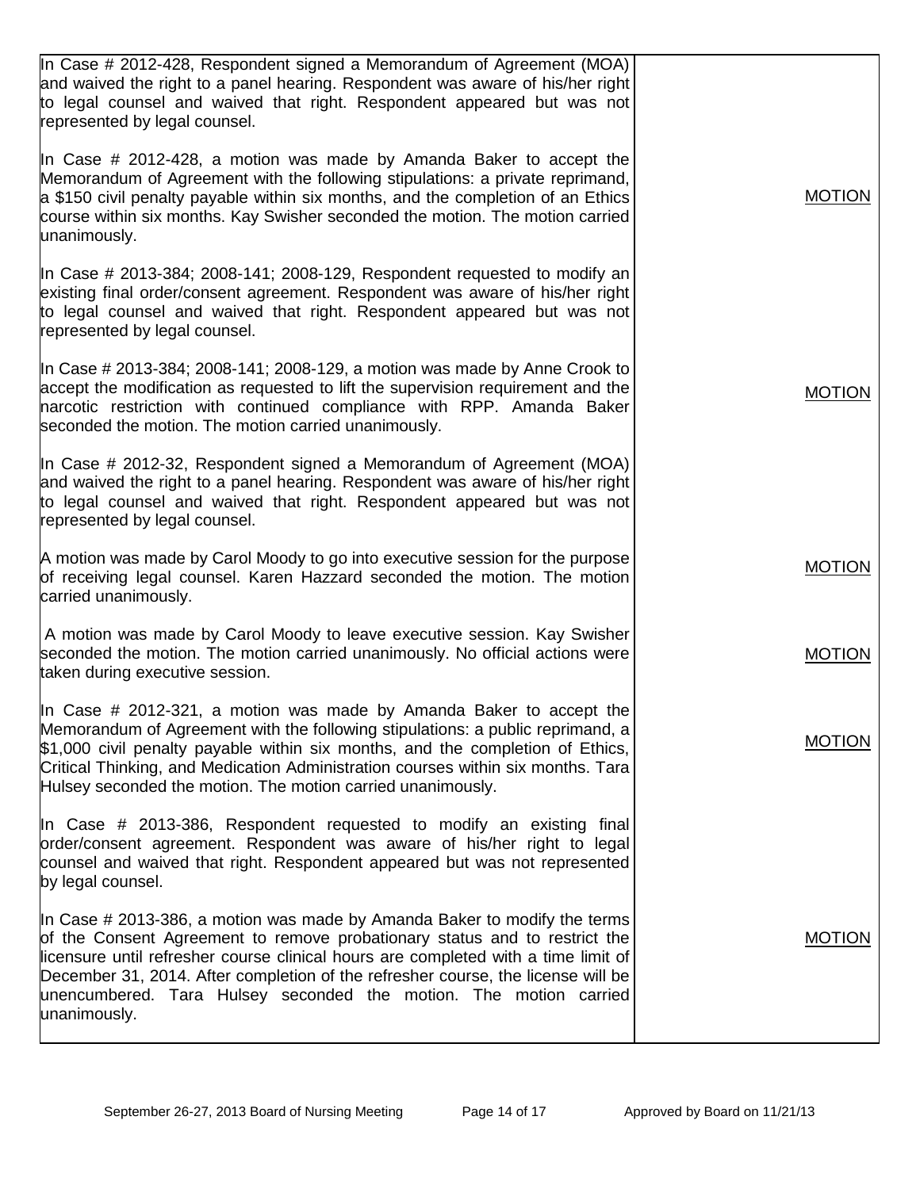| | |
|---|---|
| In Case # 2012-428, Respondent signed a Memorandum of Agreement (MOA) and waived the right to a panel hearing. Respondent was aware of his/her right to legal counsel and waived that right. Respondent appeared but was not represented by legal counsel. | |
| In Case # 2012-428, a motion was made by Amanda Baker to accept the Memorandum of Agreement with the following stipulations: a private reprimand, a $150 civil penalty payable within six months, and the completion of an Ethics course within six months. Kay Swisher seconded the motion. The motion carried unanimously. | MOTION |
| In Case # 2013-384; 2008-141; 2008-129, Respondent requested to modify an existing final order/consent agreement. Respondent was aware of his/her right to legal counsel and waived that right. Respondent appeared but was not represented by legal counsel. | |
| In Case # 2013-384; 2008-141; 2008-129, a motion was made by Anne Crook to accept the modification as requested to lift the supervision requirement and the narcotic restriction with continued compliance with RPP. Amanda Baker seconded the motion. The motion carried unanimously. | MOTION |
| In Case # 2012-32, Respondent signed a Memorandum of Agreement (MOA) and waived the right to a panel hearing. Respondent was aware of his/her right to legal counsel and waived that right. Respondent appeared but was not represented by legal counsel. | |
| A motion was made by Carol Moody to go into executive session for the purpose of receiving legal counsel. Karen Hazzard seconded the motion. The motion carried unanimously. | MOTION |
| A motion was made by Carol Moody to leave executive session. Kay Swisher seconded the motion. The motion carried unanimously. No official actions were taken during executive session. | MOTION |
| In Case # 2012-321, a motion was made by Amanda Baker to accept the Memorandum of Agreement with the following stipulations: a public reprimand, a $1,000 civil penalty payable within six months, and the completion of Ethics, Critical Thinking, and Medication Administration courses within six months. Tara Hulsey seconded the motion. The motion carried unanimously. | MOTION |
| In Case # 2013-386, Respondent requested to modify an existing final order/consent agreement. Respondent was aware of his/her right to legal counsel and waived that right. Respondent appeared but was not represented by legal counsel. | |
| In Case # 2013-386, a motion was made by Amanda Baker to modify the terms of the Consent Agreement to remove probationary status and to restrict the licensure until refresher course clinical hours are completed with a time limit of December 31, 2014. After completion of the refresher course, the license will be unencumbered. Tara Hulsey seconded the motion. The motion carried unanimously. | MOTION |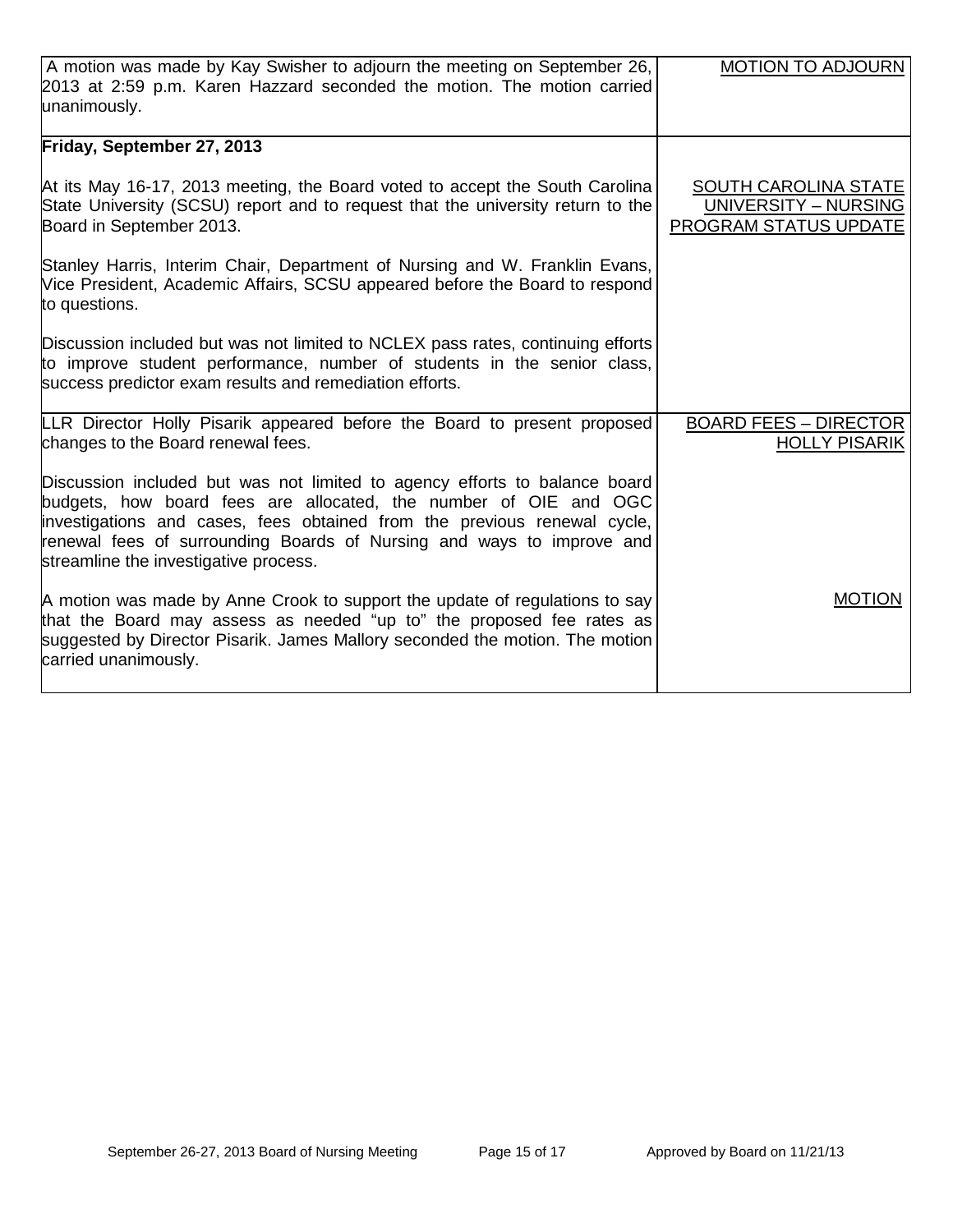| | |
|---|---|
| A motion was made by Kay Swisher to adjourn the meeting on September 26, 2013 at 2:59 p.m. Karen Hazzard seconded the motion. The motion carried unanimously. | MOTION TO ADJOURN |
| **Friday, September 27, 2013**<br><br>At its May 16-17, 2013 meeting, the Board voted to accept the South Carolina State University (SCSU) report and to request that the university return to the Board in September 2013.<br><br>Stanley Harris, Interim Chair, Department of Nursing and W. Franklin Evans, Vice President, Academic Affairs, SCSU appeared before the Board to respond to questions.<br><br>Discussion included but was not limited to NCLEX pass rates, continuing efforts to improve student performance, number of students in the senior class, success predictor exam results and remediation efforts. | SOUTH CAROLINA STATE UNIVERSITY – NURSING PROGRAM STATUS UPDATE |
| LLR Director Holly Pisarik appeared before the Board to present proposed changes to the Board renewal fees.<br><br>Discussion included but was not limited to agency efforts to balance board budgets, how board fees are allocated, the number of OIE and OGC investigations and cases, fees obtained from the previous renewal cycle, renewal fees of surrounding Boards of Nursing and ways to improve and streamline the investigative process. | BOARD FEES – DIRECTOR HOLLY PISARIK |
| A motion was made by Anne Crook to support the update of regulations to say that the Board may assess as needed "up to" the proposed fee rates as suggested by Director Pisarik. James Mallory seconded the motion. The motion carried unanimously. | MOTION |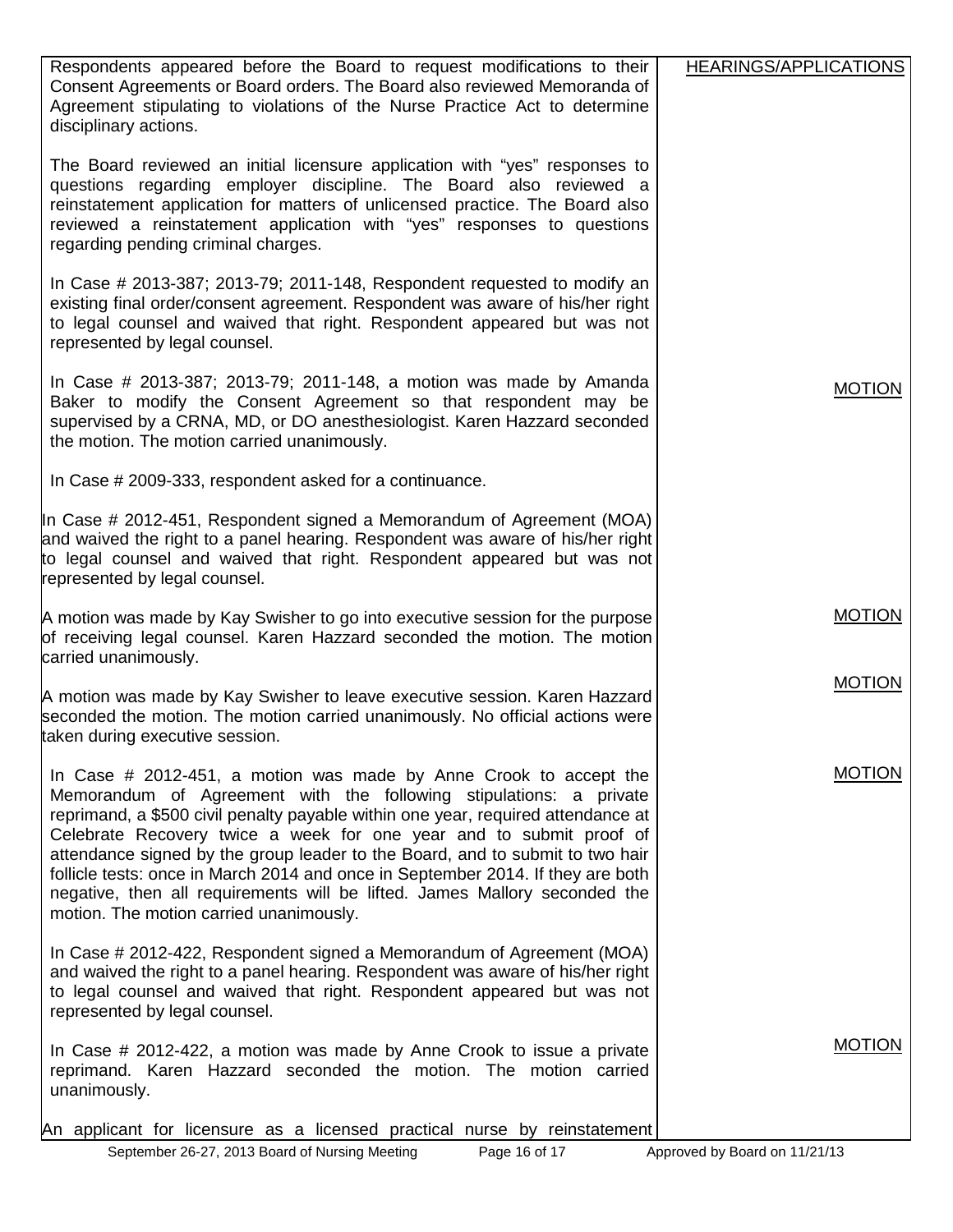| | |
|---|---|
| Respondents appeared before the Board to request modifications to their Consent Agreements or Board orders. The Board also reviewed Memoranda of Agreement stipulating to violations of the Nurse Practice Act to determine disciplinary actions. | HEARINGS/APPLICATIONS |
| The Board reviewed an initial licensure application with "yes" responses to questions regarding employer discipline. The Board also reviewed a reinstatement application for matters of unlicensed practice. The Board also reviewed a reinstatement application with "yes" responses to questions regarding pending criminal charges. | |
| In Case # 2013-387; 2013-79; 2011-148, Respondent requested to modify an existing final order/consent agreement. Respondent was aware of his/her right to legal counsel and waived that right. Respondent appeared but was not represented by legal counsel. | |
| In Case # 2013-387; 2013-79; 2011-148, a motion was made by Amanda Baker to modify the Consent Agreement so that respondent may be supervised by a CRNA, MD, or DO anesthesiologist. Karen Hazzard seconded the motion. The motion carried unanimously. | MOTION |
| In Case # 2009-333, respondent asked for a continuance. | |
| In Case # 2012-451, Respondent signed a Memorandum of Agreement (MOA) and waived the right to a panel hearing. Respondent was aware of his/her right to legal counsel and waived that right. Respondent appeared but was not represented by legal counsel. | |
| A motion was made by Kay Swisher to go into executive session for the purpose of receiving legal counsel. Karen Hazzard seconded the motion. The motion carried unanimously. | MOTION |
| A motion was made by Kay Swisher to leave executive session. Karen Hazzard seconded the motion. The motion carried unanimously. No official actions were taken during executive session. | MOTION |
| In Case # 2012-451, a motion was made by Anne Crook to accept the Memorandum of Agreement with the following stipulations: a private reprimand, a $500 civil penalty payable within one year, required attendance at Celebrate Recovery twice a week for one year and to submit proof of attendance signed by the group leader to the Board, and to submit to two hair follicle tests: once in March 2014 and once in September 2014. If they are both negative, then all requirements will be lifted. James Mallory seconded the motion. The motion carried unanimously. | MOTION |
| In Case # 2012-422, Respondent signed a Memorandum of Agreement (MOA) and waived the right to a panel hearing. Respondent was aware of his/her right to legal counsel and waived that right. Respondent appeared but was not represented by legal counsel. | |
| In Case # 2012-422, a motion was made by Anne Crook to issue a private reprimand. Karen Hazzard seconded the motion. The motion carried unanimously. | MOTION |
| An applicant for licensure as a licensed practical nurse by reinstatement | |

September 26-27, 2013 Board of Nursing Meeting — Approved by Board on 11/21/13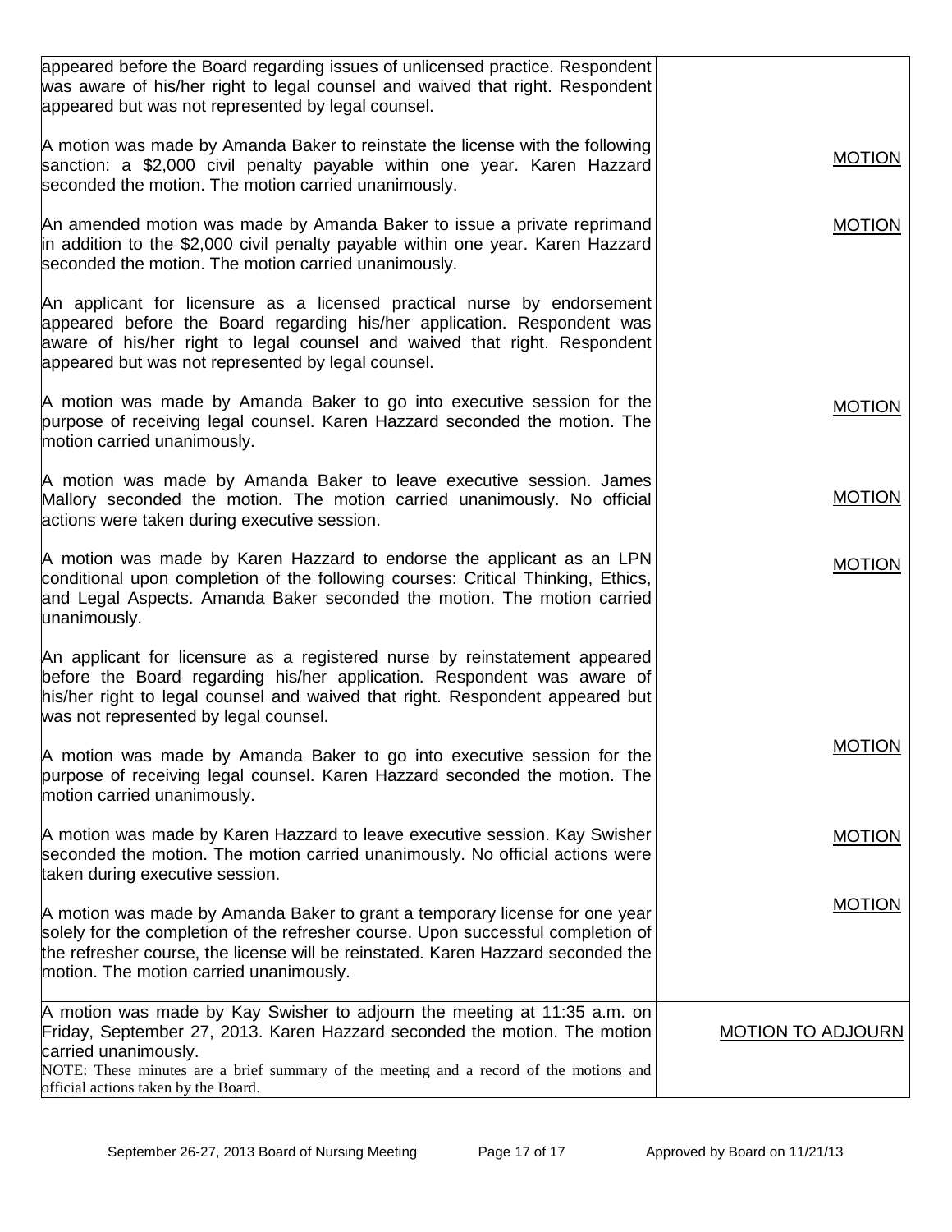| | |
|---|---|
| appeared before the Board regarding issues of unlicensed practice. Respondent was aware of his/her right to legal counsel and waived that right. Respondent appeared but was not represented by legal counsel. | |
| A motion was made by Amanda Baker to reinstate the license with the following sanction: a $2,000 civil penalty payable within one year. Karen Hazzard seconded the motion. The motion carried unanimously. | MOTION |
| An amended motion was made by Amanda Baker to issue a private reprimand in addition to the $2,000 civil penalty payable within one year. Karen Hazzard seconded the motion. The motion carried unanimously. | MOTION |
| An applicant for licensure as a licensed practical nurse by endorsement appeared before the Board regarding his/her application. Respondent was aware of his/her right to legal counsel and waived that right. Respondent appeared but was not represented by legal counsel. | |
| A motion was made by Amanda Baker to go into executive session for the purpose of receiving legal counsel. Karen Hazzard seconded the motion. The motion carried unanimously. | MOTION |
| A motion was made by Amanda Baker to leave executive session. James Mallory seconded the motion. The motion carried unanimously. No official actions were taken during executive session. | MOTION |
| A motion was made by Karen Hazzard to endorse the applicant as an LPN conditional upon completion of the following courses: Critical Thinking, Ethics, and Legal Aspects. Amanda Baker seconded the motion. The motion carried unanimously. | MOTION |
| An applicant for licensure as a registered nurse by reinstatement appeared before the Board regarding his/her application. Respondent was aware of his/her right to legal counsel and waived that right. Respondent appeared but was not represented by legal counsel. | |
| A motion was made by Amanda Baker to go into executive session for the purpose of receiving legal counsel. Karen Hazzard seconded the motion. The motion carried unanimously. | MOTION |
| A motion was made by Karen Hazzard to leave executive session. Kay Swisher seconded the motion. The motion carried unanimously. No official actions were taken during executive session. | MOTION |
| A motion was made by Amanda Baker to grant a temporary license for one year solely for the completion of the refresher course. Upon successful completion of the refresher course, the license will be reinstated. Karen Hazzard seconded the motion. The motion carried unanimously. | MOTION |
| A motion was made by Kay Swisher to adjourn the meeting at 11:35 a.m. on Friday, September 27, 2013. Karen Hazzard seconded the motion. The motion carried unanimously.<br>NOTE: These minutes are a brief summary of the meeting and a record of the motions and official actions taken by the Board. | MOTION TO ADJOURN |